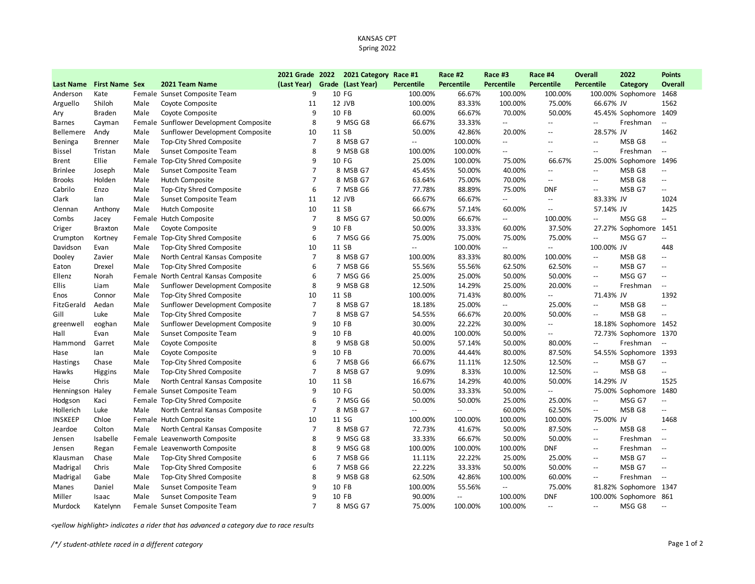KANSAS CPT
Spring 2022

| Last Name | First Name | Sex | 2021 Team Name | 2021 Grade (Last Year) | 2022 Grade | 2021 Category (Last Year) | Race #1 Percentile | Race #2 Percentile | Race #3 Percentile | Race #4 Percentile | Overall Percentile | 2022 Category | Points Overall |
|---|---|---|---|---|---|---|---|---|---|---|---|---|---|
| Anderson | Kate | Female | Sunset Composite Team | 9 | 10 | FG | 100.00% | 66.67% | 100.00% | 100.00% | 100.00% | Sophomore | 1468 |
| Arguello | Shiloh | Male | Coyote Composite | 11 | 12 | JVB | 100.00% | 83.33% | 100.00% | 75.00% | 66.67% | JV | 1562 |
| Ary | Braden | Male | Coyote Composite | 9 | 10 | FB | 60.00% | 66.67% | 70.00% | 50.00% | 45.45% | Sophomore | 1409 |
| Barnes | Cayman | Female | Sunflower Development Composite | 8 | 9 | MSG G8 | 66.67% | 33.33% | -- | -- | -- | Freshman | -- |
| Bellemere | Andy | Male | Sunflower Development Composite | 10 | 11 | SB | 50.00% | 42.86% | 20.00% | -- | 28.57% | JV | 1462 |
| Beninga | Brenner | Male | Top-City Shred Composite | 7 | 8 | MSB G7 | -- | 100.00% | -- | -- | -- | MSB G8 | -- |
| Bissel | Tristan | Male | Sunset Composite Team | 8 | 9 | MSB G8 | 100.00% | 100.00% | -- | -- | -- | Freshman | -- |
| Brent | Ellie | Female | Top-City Shred Composite | 9 | 10 | FG | 25.00% | 100.00% | 75.00% | 66.67% | 25.00% | Sophomore | 1496 |
| Brinlee | Joseph | Male | Sunset Composite Team | 7 | 8 | MSB G7 | 45.45% | 50.00% | 40.00% | -- | -- | MSB G8 | -- |
| Brooks | Holden | Male | Hutch Composite | 7 | 8 | MSB G7 | 63.64% | 75.00% | 70.00% | -- | -- | MSB G8 | -- |
| Cabrilo | Enzo | Male | Top-City Shred Composite | 6 | 7 | MSB G6 | 77.78% | 88.89% | 75.00% | DNF | -- | MSB G7 | -- |
| Clark | Ian | Male | Sunset Composite Team | 11 | 12 | JVB | 66.67% | 66.67% | -- | -- | 83.33% | JV | 1024 |
| Clennan | Anthony | Male | Hutch Composite | 10 | 11 | SB | 66.67% | 57.14% | 60.00% | -- | 57.14% | JV | 1425 |
| Combs | Jacey | Female | Hutch Composite | 7 | 8 | MSG G7 | 50.00% | 66.67% | -- | 100.00% | -- | MSG G8 | -- |
| Criger | Braxton | Male | Coyote Composite | 9 | 10 | FB | 50.00% | 33.33% | 60.00% | 37.50% | 27.27% | Sophomore | 1451 |
| Crumpton | Kortney | Female | Top-City Shred Composite | 6 | 7 | MSG G6 | 75.00% | 75.00% | 75.00% | 75.00% | -- | MSG G7 | -- |
| Davidson | Evan | Male | Top-City Shred Composite | 10 | 11 | SB | -- | 100.00% | -- | -- | 100.00% | JV | 448 |
| Dooley | Zavier | Male | North Central Kansas Composite | 7 | 8 | MSB G7 | 100.00% | 83.33% | 80.00% | 100.00% | -- | MSB G8 | -- |
| Eaton | Drexel | Male | Top-City Shred Composite | 6 | 7 | MSB G6 | 55.56% | 55.56% | 62.50% | 62.50% | -- | MSB G7 | -- |
| Ellenz | Norah | Female | North Central Kansas Composite | 6 | 7 | MSG G6 | 25.00% | 25.00% | 50.00% | 50.00% | -- | MSG G7 | -- |
| Ellis | Liam | Male | Sunflower Development Composite | 8 | 9 | MSB G8 | 12.50% | 14.29% | 25.00% | 20.00% | -- | Freshman | -- |
| Enos | Connor | Male | Top-City Shred Composite | 10 | 11 | SB | 100.00% | 71.43% | 80.00% | -- | 71.43% | JV | 1392 |
| FitzGerald | Aedan | Male | Sunflower Development Composite | 7 | 8 | MSB G7 | 18.18% | 25.00% | -- | 25.00% | -- | MSB G8 | -- |
| Gill | Luke | Male | Top-City Shred Composite | 7 | 8 | MSB G7 | 54.55% | 66.67% | 20.00% | 50.00% | -- | MSB G8 | -- |
| greenwell | eoghan | Male | Sunflower Development Composite | 9 | 10 | FB | 30.00% | 22.22% | 30.00% | -- | 18.18% | Sophomore | 1452 |
| Hall | Evan | Male | Sunset Composite Team | 9 | 10 | FB | 40.00% | 100.00% | 50.00% | -- | 72.73% | Sophomore | 1370 |
| Hammond | Garret | Male | Coyote Composite | 8 | 9 | MSB G8 | 50.00% | 57.14% | 50.00% | 80.00% | -- | Freshman | -- |
| Hase | Ian | Male | Coyote Composite | 9 | 10 | FB | 70.00% | 44.44% | 80.00% | 87.50% | 54.55% | Sophomore | 1393 |
| Hastings | Chase | Male | Top-City Shred Composite | 6 | 7 | MSB G6 | 66.67% | 11.11% | 12.50% | 12.50% | -- | MSB G7 | -- |
| Hawks | Higgins | Male | Top-City Shred Composite | 7 | 8 | MSB G7 | 9.09% | 8.33% | 10.00% | 12.50% | -- | MSB G8 | -- |
| Heise | Chris | Male | North Central Kansas Composite | 10 | 11 | SB | 16.67% | 14.29% | 40.00% | 50.00% | 14.29% | JV | 1525 |
| Henningson | Haley | Female | Sunset Composite Team | 9 | 10 | FG | 50.00% | 33.33% | 50.00% | -- | 75.00% | Sophomore | 1480 |
| Hodgson | Kaci | Female | Top-City Shred Composite | 6 | 7 | MSG G6 | 50.00% | 50.00% | 25.00% | 25.00% | -- | MSG G7 | -- |
| Hollerich | Luke | Male | North Central Kansas Composite | 7 | 8 | MSB G7 | -- | -- | 60.00% | 62.50% | -- | MSB G8 | -- |
| INSKEEP | Chloe | Female | Hutch Composite | 10 | 11 | SG | 100.00% | 100.00% | 100.00% | 100.00% | 75.00% | JV | 1468 |
| Jeardoe | Colton | Male | North Central Kansas Composite | 7 | 8 | MSB G7 | 72.73% | 41.67% | 50.00% | 87.50% | -- | MSB G8 | -- |
| Jensen | Isabelle | Female | Leavenworth Composite | 8 | 9 | MSG G8 | 33.33% | 66.67% | 50.00% | 50.00% | -- | Freshman | -- |
| Jensen | Regan | Female | Leavenworth Composite | 8 | 9 | MSG G8 | 100.00% | 100.00% | 100.00% | DNF | -- | Freshman | -- |
| Klausman | Chase | Male | Top-City Shred Composite | 6 | 7 | MSB G6 | 11.11% | 22.22% | 25.00% | 25.00% | -- | MSB G7 | -- |
| Madrigal | Chris | Male | Top-City Shred Composite | 6 | 7 | MSB G6 | 22.22% | 33.33% | 50.00% | 50.00% | -- | MSB G7 | -- |
| Madrigal | Gabe | Male | Top-City Shred Composite | 8 | 9 | MSB G8 | 62.50% | 42.86% | 100.00% | 60.00% | -- | Freshman | -- |
| Manes | Daniel | Male | Sunset Composite Team | 9 | 10 | FB | 100.00% | 55.56% | -- | 75.00% | 81.82% | Sophomore | 1347 |
| Miller | Isaac | Male | Sunset Composite Team | 9 | 10 | FB | 90.00% | -- | 100.00% | DNF | 100.00% | Sophomore | 861 |
| Murdock | Katelynn | Female | Sunset Composite Team | 7 | 8 | MSG G7 | 75.00% | 100.00% | 100.00% | -- | -- | MSG G8 | -- |

*<yellow highlight> indicates a rider that has advanced a category due to race results*

*/*/ student-athlete raced in a different category*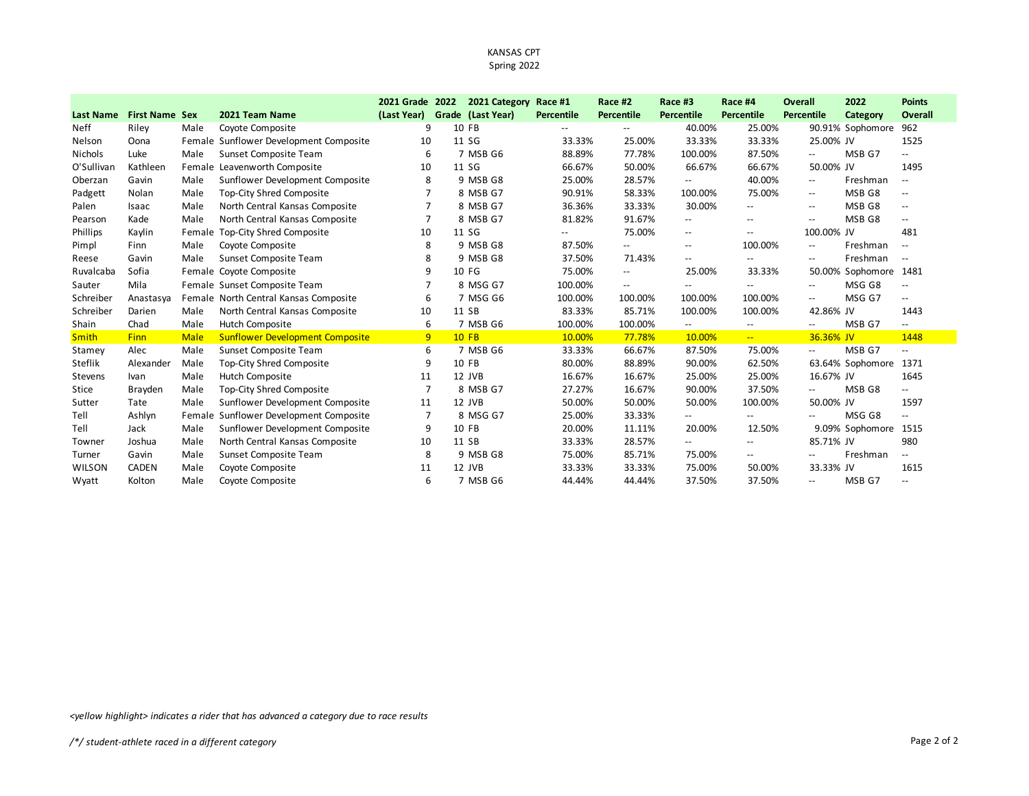KANSAS CPT
Spring 2022

| Last Name | First Name | Sex | 2021 Team Name | 2021 Grade (Last Year) | 2022 Grade | 2021 Category (Last Year) | Race #1 Percentile | Race #2 Percentile | Race #3 Percentile | Race #4 Percentile | Overall Percentile | 2022 Category | Points Overall |
|---|---|---|---|---|---|---|---|---|---|---|---|---|---|
| Neff | Riley | Male | Coyote Composite | 9 | 10 | FB | -- | -- | 40.00% | 25.00% | 90.91% | Sophomore | 962 |
| Nelson | Oona | Female | Sunflower Development Composite | 10 | 11 | SG | 33.33% | 25.00% | 33.33% | 33.33% | 25.00% | JV | 1525 |
| Nichols | Luke | Male | Sunset Composite Team | 6 | 7 | MSB G6 | 88.89% | 77.78% | 100.00% | 87.50% | -- | MSB G7 | -- |
| O'Sullivan | Kathleen | Female | Leavenworth Composite | 10 | 11 | SG | 66.67% | 50.00% | 66.67% | 66.67% | 50.00% | JV | 1495 |
| Oberzan | Gavin | Male | Sunflower Development Composite | 8 | 9 | MSB G8 | 25.00% | 28.57% | -- | 40.00% | -- | Freshman | -- |
| Padgett | Nolan | Male | Top-City Shred Composite | 7 | 8 | MSB G7 | 90.91% | 58.33% | 100.00% | 75.00% | -- | MSB G8 | -- |
| Palen | Isaac | Male | North Central Kansas Composite | 7 | 8 | MSB G7 | 36.36% | 33.33% | 30.00% | -- | -- | MSB G8 | -- |
| Pearson | Kade | Male | North Central Kansas Composite | 7 | 8 | MSB G7 | 81.82% | 91.67% | -- | -- | -- | MSB G8 | -- |
| Phillips | Kaylin | Female | Top-City Shred Composite | 10 | 11 | SG | -- | 75.00% | -- | -- | 100.00% | JV | 481 |
| Pimpl | Finn | Male | Coyote Composite | 8 | 9 | MSB G8 | 87.50% | -- | -- | 100.00% | -- | Freshman | -- |
| Reese | Gavin | Male | Sunset Composite Team | 8 | 9 | MSB G8 | 37.50% | 71.43% | -- | -- | -- | Freshman | -- |
| Ruvalcaba | Sofia | Female | Coyote Composite | 9 | 10 | FG | 75.00% | -- | 25.00% | 33.33% | 50.00% | Sophomore | 1481 |
| Sauter | Mila | Female | Sunset Composite Team | 7 | 8 | MSG G7 | 100.00% | -- | -- | -- | -- | MSG G8 | -- |
| Schreiber | Anastasya | Female | North Central Kansas Composite | 6 | 7 | MSG G6 | 100.00% | 100.00% | 100.00% | 100.00% | -- | MSG G7 | -- |
| Schreiber | Darien | Male | North Central Kansas Composite | 10 | 11 | SB | 83.33% | 85.71% | 100.00% | 100.00% | 42.86% | JV | 1443 |
| Shain | Chad | Male | Hutch Composite | 6 | 7 | MSB G6 | 100.00% | 100.00% | -- | -- | -- | MSB G7 | -- |
| Smith | Finn | Male | Sunflower Development Composite | 9 | 10 | FB | 10.00% | 77.78% | 10.00% | -- | 36.36% | JV | 1448 |
| Stamey | Alec | Male | Sunset Composite Team | 6 | 7 | MSB G6 | 33.33% | 66.67% | 87.50% | 75.00% | -- | MSB G7 | -- |
| Steflik | Alexander | Male | Top-City Shred Composite | 9 | 10 | FB | 80.00% | 88.89% | 90.00% | 62.50% | 63.64% | Sophomore | 1371 |
| Stevens | Ivan | Male | Hutch Composite | 11 | 12 | JVB | 16.67% | 16.67% | 25.00% | 25.00% | 16.67% | JV | 1645 |
| Stice | Brayden | Male | Top-City Shred Composite | 7 | 8 | MSB G7 | 27.27% | 16.67% | 90.00% | 37.50% | -- | MSB G8 | -- |
| Sutter | Tate | Male | Sunflower Development Composite | 11 | 12 | JVB | 50.00% | 50.00% | 50.00% | 100.00% | 50.00% | JV | 1597 |
| Tell | Ashlyn | Female | Sunflower Development Composite | 7 | 8 | MSG G7 | 25.00% | 33.33% | -- | -- | -- | MSG G8 | -- |
| Tell | Jack | Male | Sunflower Development Composite | 9 | 10 | FB | 20.00% | 11.11% | 20.00% | 12.50% | 9.09% | Sophomore | 1515 |
| Towner | Joshua | Male | North Central Kansas Composite | 10 | 11 | SB | 33.33% | 28.57% | -- | -- | 85.71% | JV | 980 |
| Turner | Gavin | Male | Sunset Composite Team | 8 | 9 | MSB G8 | 75.00% | 85.71% | 75.00% | -- | -- | Freshman | -- |
| WILSON | CADEN | Male | Coyote Composite | 11 | 12 | JVB | 33.33% | 33.33% | 75.00% | 50.00% | 33.33% | JV | 1615 |
| Wyatt | Kolton | Male | Coyote Composite | 6 | 7 | MSB G6 | 44.44% | 44.44% | 37.50% | 37.50% | -- | MSB G7 | -- |

*<yellow highlight> indicates a rider that has advanced a category due to race results*

*/*/ student-athlete raced in a different category*